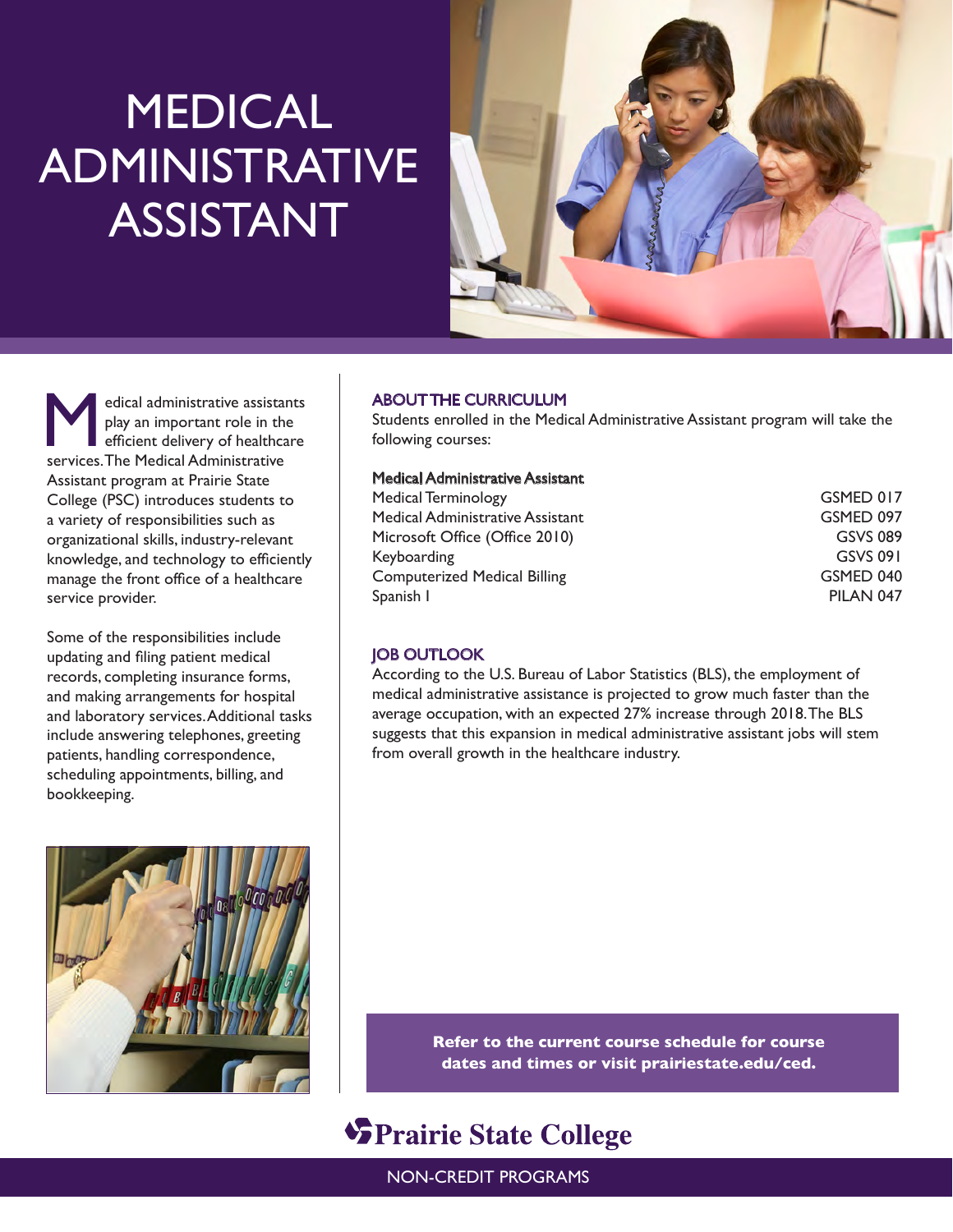# MEDICAL ADMINISTRATIVE ASSISTANT

Medical administrative assistants play an important role in the efficient delivery of healthcare services. The Medical Administrative Assistant program at Prairie State College (PSC) introduces students to a variety of responsibilities such as organizational skills, industry-relevant knowledge, and technology to efficiently manage the front office of a healthcare service provider.

Some of the responsibilities include updating and filing patient medical records, completing insurance forms, and making arrangements for hospital and laboratory services. Additional tasks include answering telephones, greeting patients, handling correspondence, scheduling appointments, billing, and bookkeeping.

## ABOUT THE CURRICULUM

Students enrolled in the Medical Administrative Assistant program will take the following courses:

### Medical Administrative Assistant

| | |
|---|---|
| Medical Terminology | GSMED 017 |
| Medical Administrative Assistant | GSMED 097 |
| Microsoft Office (Office 2010) | GSVS 089 |
| Keyboarding | GSVS 091 |
| Computerized Medical Billing | GSMED 040 |
| Spanish I | PILAN 047 |

## JOB OUTLOOK

According to the U.S. Bureau of Labor Statistics (BLS), the employment of medical administrative assistance is projected to grow much faster than the average occupation, with an expected 27% increase through 2018. The BLS suggests that this expansion in medical administrative assistant jobs will stem from overall growth in the healthcare industry.

**Refer to the current course schedule for course dates and times or visit prairiestate.edu/ced.**

**Prairie State College**

NON-CREDIT PROGRAMS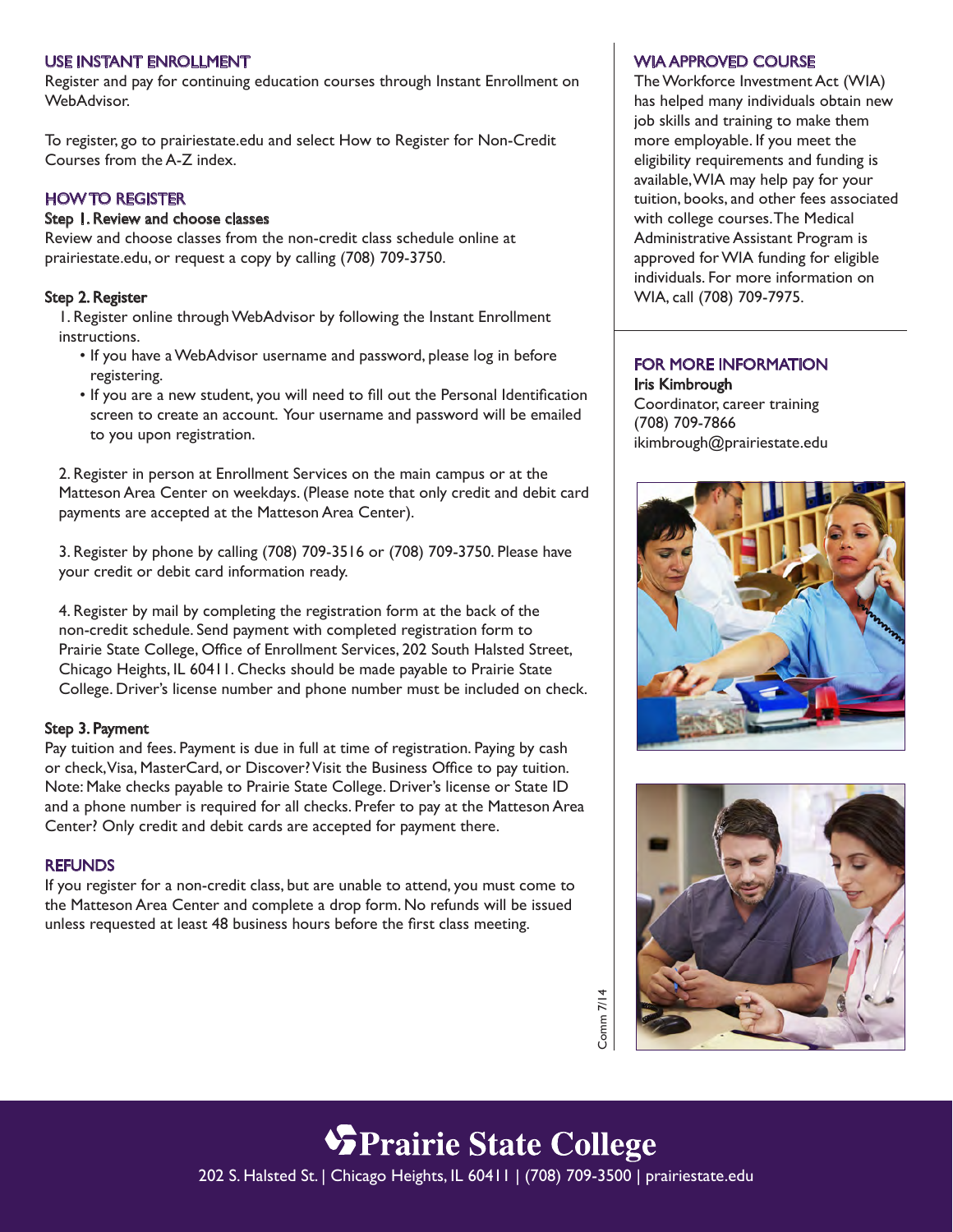## USE INSTANT ENROLLMENT

Register and pay for continuing education courses through Instant Enrollment on WebAdvisor.

To register, go to prairiestate.edu and select How to Register for Non-Credit Courses from the A-Z index.

## HOW TO REGISTER

### Step 1. Review and choose classes

Review and choose classes from the non-credit class schedule online at prairiestate.edu, or request a copy by calling (708) 709-3750.

### Step 2. Register

1. Register online through WebAdvisor by following the Instant Enrollment instructions.
   - If you have a WebAdvisor username and password, please log in before registering.
   - If you are a new student, you will need to fill out the Personal Identification screen to create an account. Your username and password will be emailed to you upon registration.

2. Register in person at Enrollment Services on the main campus or at the Matteson Area Center on weekdays. (Please note that only credit and debit card payments are accepted at the Matteson Area Center).

3. Register by phone by calling (708) 709-3516 or (708) 709-3750. Please have your credit or debit card information ready.

4. Register by mail by completing the registration form at the back of the non-credit schedule. Send payment with completed registration form to Prairie State College, Office of Enrollment Services, 202 South Halsted Street, Chicago Heights, IL 60411. Checks should be made payable to Prairie State College. Driver's license number and phone number must be included on check.

### Step 3. Payment

Pay tuition and fees. Payment is due in full at time of registration. Paying by cash or check, Visa, MasterCard, or Discover? Visit the Business Office to pay tuition. Note: Make checks payable to Prairie State College. Driver's license or State ID and a phone number is required for all checks. Prefer to pay at the Matteson Area Center? Only credit and debit cards are accepted for payment there.

## REFUNDS

If you register for a non-credit class, but are unable to attend, you must come to the Matteson Area Center and complete a drop form. No refunds will be issued unless requested at least 48 business hours before the first class meeting.

## WIA APPROVED COURSE

The Workforce Investment Act (WIA) has helped many individuals obtain new job skills and training to make them more employable. If you meet the eligibility requirements and funding is available, WIA may help pay for your tuition, books, and other fees associated with college courses. The Medical Administrative Assistant Program is approved for WIA funding for eligible individuals. For more information on WIA, call (708) 709-7975.

## FOR MORE INFORMATION

**Iris Kimbrough**
Coordinator, career training
(708) 709-7866
ikimbrough@prairiestate.edu

Comm 7/14

**Prairie State College**

202 S. Halsted St. | Chicago Heights, IL 60411 | (708) 709-3500 | prairiestate.edu